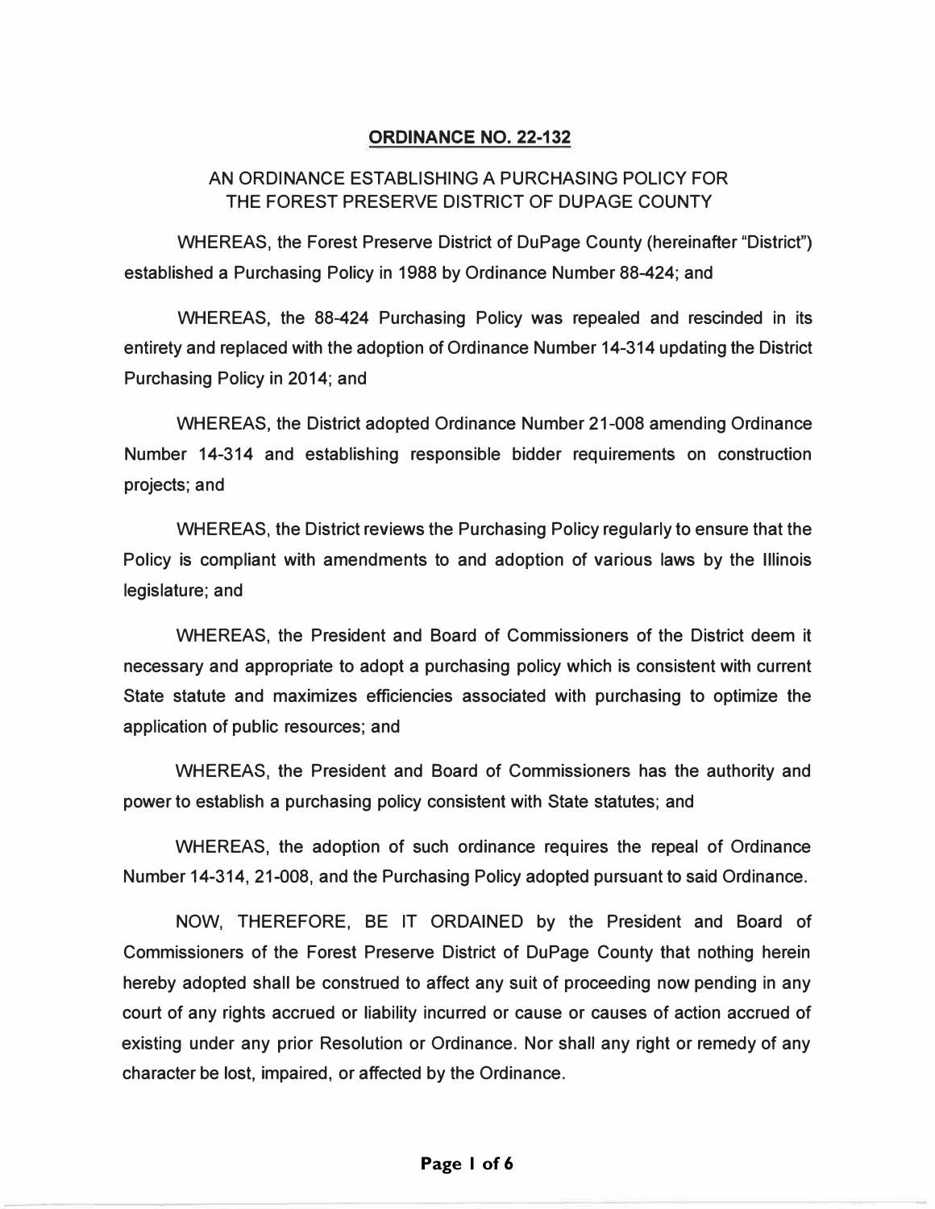# ORDINANCE NO. 22-132

## AN ORDINANCE ESTABLISHING A PURCHASING POLICY FOR THE FOREST PRESERVE DISTRICT OF DUPAGE COUNTY

WHEREAS, the Forest Preserve District of DuPage County (hereinafter "District") established a Purchasing Policy in 1988 by Ordinance Number 88-424; and

WHEREAS, the 88-424 Purchasing Policy was repealed and rescinded in its entirety and replaced with the adoption of Ordinance Number 14-314 updating the District Purchasing Policy in 2014; and

WHEREAS, the District adopted Ordinance Number 21-008 amending Ordinance Number 14-314 and establishing responsible bidder requirements on construction projects; and

WHEREAS, the District reviews the Purchasing Policy regularly to ensure that the Policy is compliant with amendments to and adoption of various laws by the Illinois legislature; and

WHEREAS, the President and Board of Commissioners of the District deem it necessary and appropriate to adopt a purchasing policy which is consistent with current State statute and maximizes efficiencies associated with purchasing to optimize the application of public resources; and

WHEREAS, the President and Board of Commissioners has the authority and power to establish a purchasing policy consistent with State statutes; and

WHEREAS, the adoption of such ordinance requires the repeal of Ordinance Number 14-314, 21-008, and the Purchasing Policy adopted pursuant to said Ordinance.

NOW, THEREFORE, BE IT ORDAINED by the President and Board of Commissioners of the Forest Preserve District of DuPage County that nothing herein hereby adopted shall be construed to affect any suit of proceeding now pending in any court of any rights accrued or liability incurred or cause or causes of action accrued of existing under any prior Resolution or Ordinance. Nor shall any right or remedy of any character be lost, impaired, or affected by the Ordinance.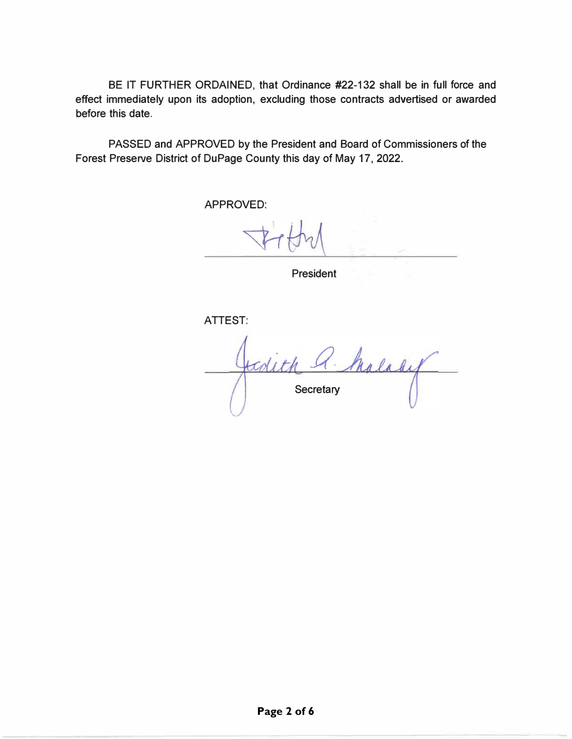BE IT FURTHER ORDAINED, that Ordinance #22-132 shall be in full force and effect immediately upon its adoption, excluding those contracts advertised or awarded before this date.

PASSED and APPROVED by the President and Board of Commissioners of the Forest Preserve District of DuPage County this day of May 17, 2022.

APPROVED:

______________________________
President

ATTEST:

______________________________
Secretary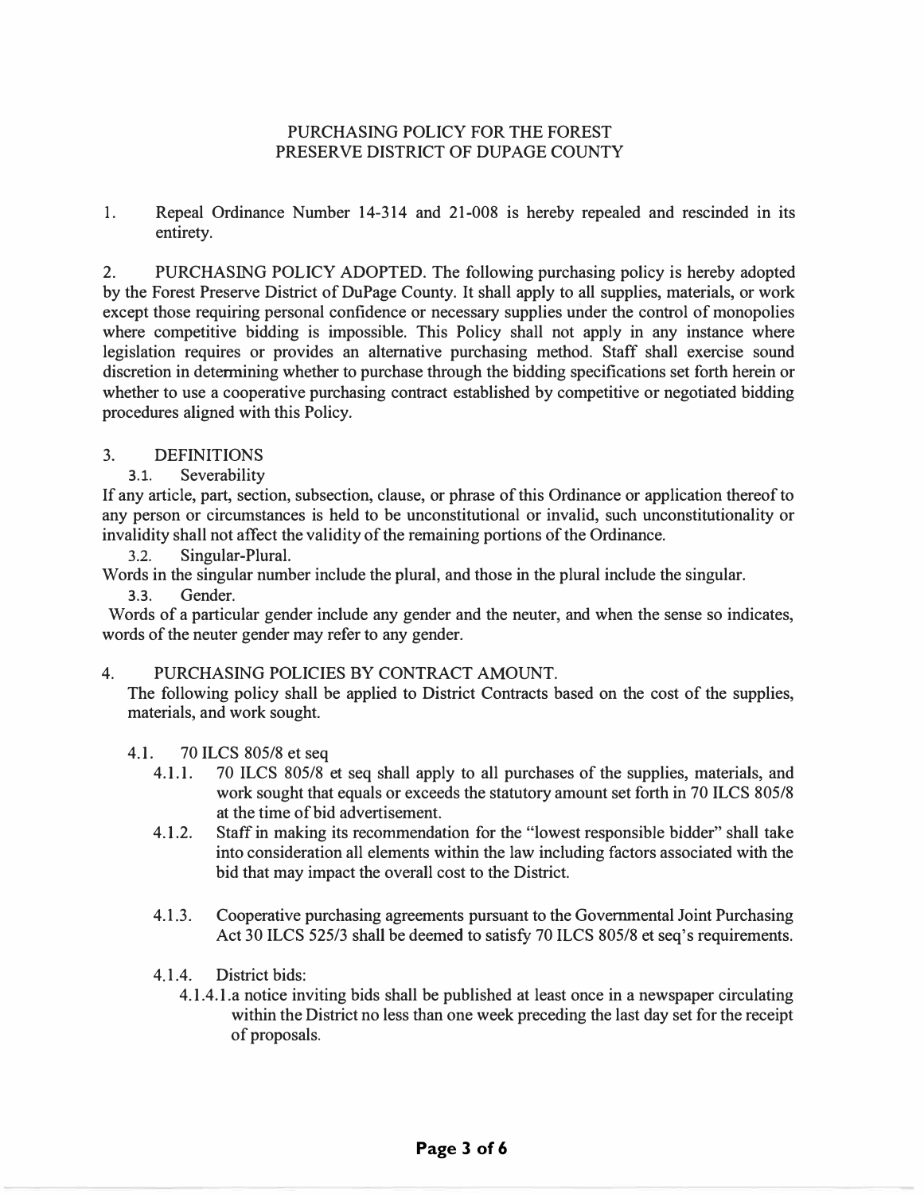# PURCHASING POLICY FOR THE FOREST PRESERVE DISTRICT OF DUPAGE COUNTY

1. Repeal Ordinance Number 14-314 and 21-008 is hereby repealed and rescinded in its entirety.

2. PURCHASING POLICY ADOPTED. The following purchasing policy is hereby adopted by the Forest Preserve District of DuPage County. It shall apply to all supplies, materials, or work except those requiring personal confidence or necessary supplies under the control of monopolies where competitive bidding is impossible. This Policy shall not apply in any instance where legislation requires or provides an alternative purchasing method. Staff shall exercise sound discretion in determining whether to purchase through the bidding specifications set forth herein or whether to use a cooperative purchasing contract established by competitive or negotiated bidding procedures aligned with this Policy.

3. DEFINITIONS

   3.1. Severability

If any article, part, section, subsection, clause, or phrase of this Ordinance or application thereof to any person or circumstances is held to be unconstitutional or invalid, such unconstitutionality or invalidity shall not affect the validity of the remaining portions of the Ordinance.

   3.2. Singular-Plural.

Words in the singular number include the plural, and those in the plural include the singular.

   3.3. Gender.

Words of a particular gender include any gender and the neuter, and when the sense so indicates, words of the neuter gender may refer to any gender.

4. PURCHASING POLICIES BY CONTRACT AMOUNT.

   The following policy shall be applied to District Contracts based on the cost of the supplies, materials, and work sought.

   4.1. 70 ILCS 805/8 et seq

      4.1.1. 70 ILCS 805/8 et seq shall apply to all purchases of the supplies, materials, and work sought that equals or exceeds the statutory amount set forth in 70 ILCS 805/8 at the time of bid advertisement.

      4.1.2. Staff in making its recommendation for the "lowest responsible bidder" shall take into consideration all elements within the law including factors associated with the bid that may impact the overall cost to the District.

      4.1.3. Cooperative purchasing agreements pursuant to the Governmental Joint Purchasing Act 30 ILCS 525/3 shall be deemed to satisfy 70 ILCS 805/8 et seq's requirements.

      4.1.4. District bids:

         4.1.4.1. a notice inviting bids shall be published at least once in a newspaper circulating within the District no less than one week preceding the last day set for the receipt of proposals.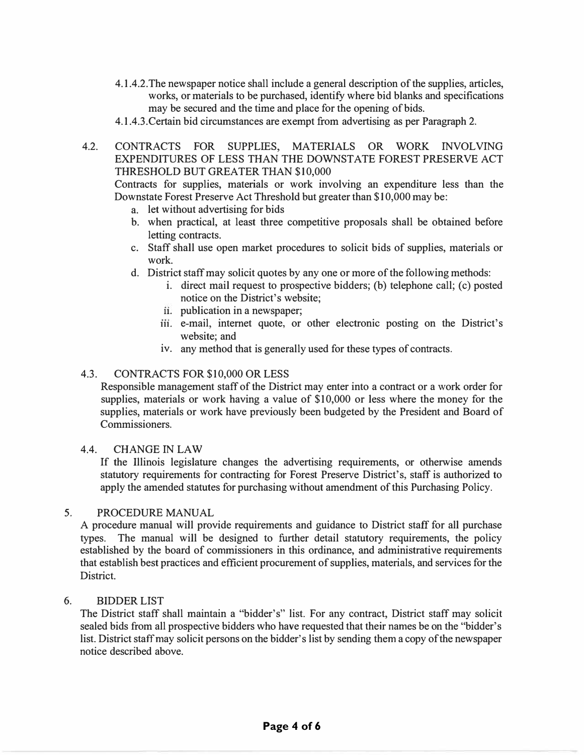4.1.4.2. The newspaper notice shall include a general description of the supplies, articles, works, or materials to be purchased, identify where bid blanks and specifications may be secured and the time and place for the opening of bids.

4.1.4.3. Certain bid circumstances are exempt from advertising as per Paragraph 2.

### 4.2. CONTRACTS FOR SUPPLIES, MATERIALS OR WORK INVOLVING EXPENDITURES OF LESS THAN THE DOWNSTATE FOREST PRESERVE ACT THRESHOLD BUT GREATER THAN $10,000

Contracts for supplies, materials or work involving an expenditure less than the Downstate Forest Preserve Act Threshold but greater than $10,000 may be:

a. let without advertising for bids
b. when practical, at least three competitive proposals shall be obtained before letting contracts.
c. Staff shall use open market procedures to solicit bids of supplies, materials or work.
d. District staff may solicit quotes by any one or more of the following methods:
    i. direct mail request to prospective bidders; (b) telephone call; (c) posted notice on the District's website;
    ii. publication in a newspaper;
    iii. e-mail, internet quote, or other electronic posting on the District's website; and
    iv. any method that is generally used for these types of contracts.

### 4.3. CONTRACTS FOR $10,000 OR LESS

Responsible management staff of the District may enter into a contract or a work order for supplies, materials or work having a value of $10,000 or less where the money for the supplies, materials or work have previously been budgeted by the President and Board of Commissioners.

### 4.4. CHANGE IN LAW

If the Illinois legislature changes the advertising requirements, or otherwise amends statutory requirements for contracting for Forest Preserve District's, staff is authorized to apply the amended statutes for purchasing without amendment of this Purchasing Policy.

## 5. PROCEDURE MANUAL

A procedure manual will provide requirements and guidance to District staff for all purchase types. The manual will be designed to further detail statutory requirements, the policy established by the board of commissioners in this ordinance, and administrative requirements that establish best practices and efficient procurement of supplies, materials, and services for the District.

## 6. BIDDER LIST

The District staff shall maintain a "bidder's" list. For any contract, District staff may solicit sealed bids from all prospective bidders who have requested that their names be on the "bidder's list. District staff may solicit persons on the bidder's list by sending them a copy of the newspaper notice described above.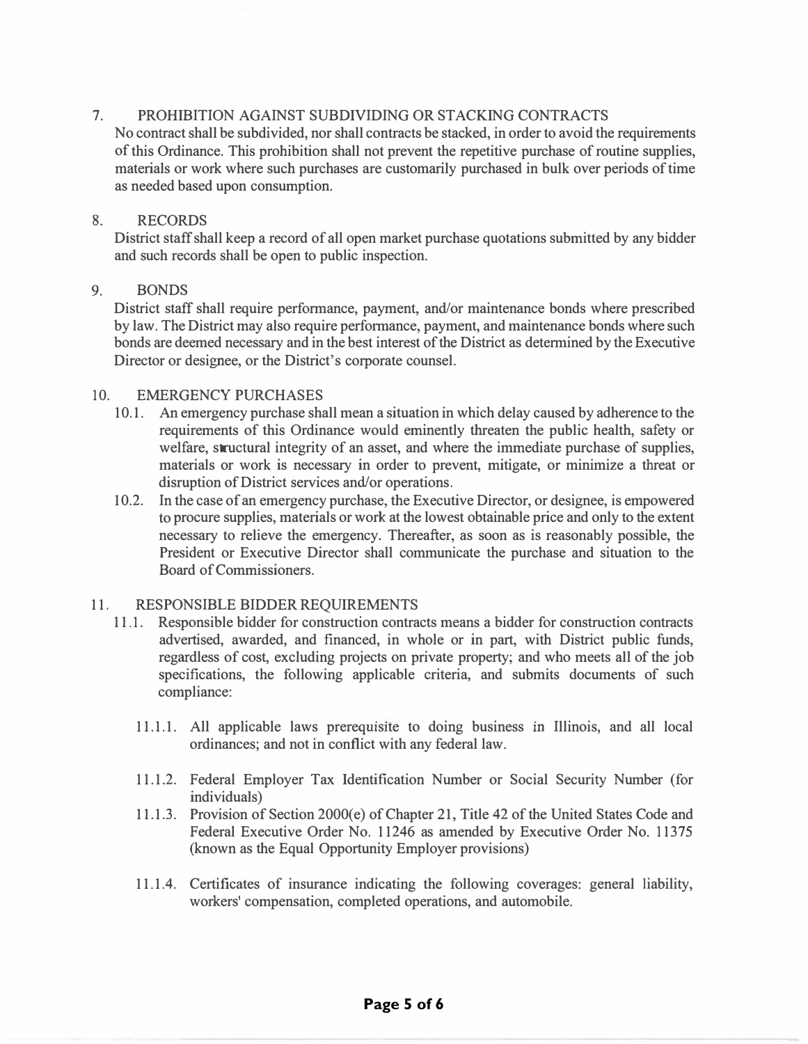## 7. PROHIBITION AGAINST SUBDIVIDING OR STACKING CONTRACTS

No contract shall be subdivided, nor shall contracts be stacked, in order to avoid the requirements of this Ordinance. This prohibition shall not prevent the repetitive purchase of routine supplies, materials or work where such purchases are customarily purchased in bulk over periods of time as needed based upon consumption.

## 8. RECORDS

District staff shall keep a record of all open market purchase quotations submitted by any bidder and such records shall be open to public inspection.

## 9. BONDS

District staff shall require performance, payment, and/or maintenance bonds where prescribed by law. The District may also require performance, payment, and maintenance bonds where such bonds are deemed necessary and in the best interest of the District as determined by the Executive Director or designee, or the District's corporate counsel.

## 10. EMERGENCY PURCHASES

10.1. An emergency purchase shall mean a situation in which delay caused by adherence to the requirements of this Ordinance would eminently threaten the public health, safety or welfare, structural integrity of an asset, and where the immediate purchase of supplies, materials or work is necessary in order to prevent, mitigate, or minimize a threat or disruption of District services and/or operations.

10.2. In the case of an emergency purchase, the Executive Director, or designee, is empowered to procure supplies, materials or work at the lowest obtainable price and only to the extent necessary to relieve the emergency. Thereafter, as soon as is reasonably possible, the President or Executive Director shall communicate the purchase and situation to the Board of Commissioners.

## 11. RESPONSIBLE BIDDER REQUIREMENTS

11.1. Responsible bidder for construction contracts means a bidder for construction contracts advertised, awarded, and financed, in whole or in part, with District public funds, regardless of cost, excluding projects on private property; and who meets all of the job specifications, the following applicable criteria, and submits documents of such compliance:

11.1.1. All applicable laws prerequisite to doing business in Illinois, and all local ordinances; and not in conflict with any federal law.

11.1.2. Federal Employer Tax Identification Number or Social Security Number (for individuals)

11.1.3. Provision of Section 2000(e) of Chapter 21, Title 42 of the United States Code and Federal Executive Order No. 11246 as amended by Executive Order No. 11375 (known as the Equal Opportunity Employer provisions)

11.1.4. Certificates of insurance indicating the following coverages: general liability, workers' compensation, completed operations, and automobile.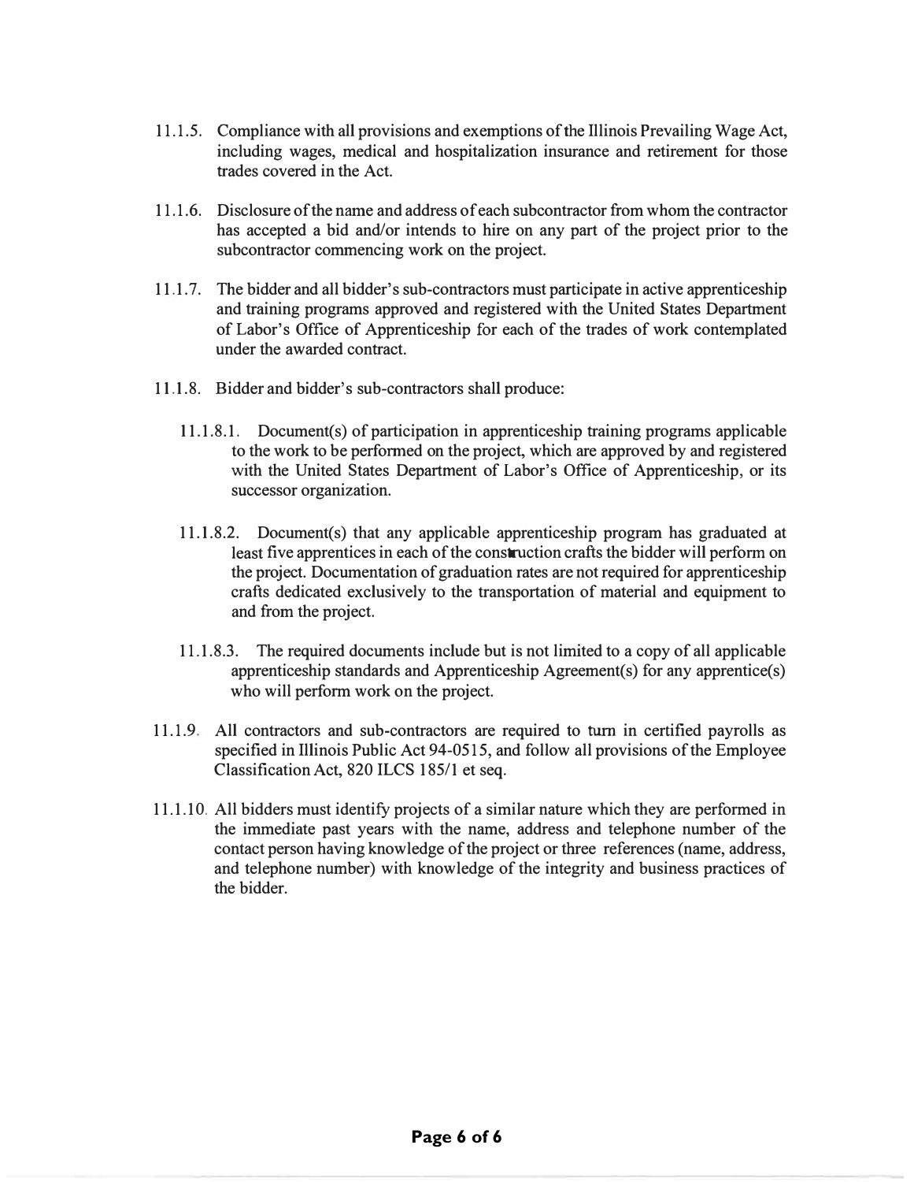11.1.5. Compliance with all provisions and exemptions of the Illinois Prevailing Wage Act, including wages, medical and hospitalization insurance and retirement for those trades covered in the Act.

11.1.6. Disclosure of the name and address of each subcontractor from whom the contractor has accepted a bid and/or intends to hire on any part of the project prior to the subcontractor commencing work on the project.

11.1.7. The bidder and all bidder's sub-contractors must participate in active apprenticeship and training programs approved and registered with the United States Department of Labor's Office of Apprenticeship for each of the trades of work contemplated under the awarded contract.

11.1.8. Bidder and bidder's sub-contractors shall produce:

11.1.8.1. Document(s) of participation in apprenticeship training programs applicable to the work to be performed on the project, which are approved by and registered with the United States Department of Labor's Office of Apprenticeship, or its successor organization.

11.1.8.2. Document(s) that any applicable apprenticeship program has graduated at least five apprentices in each of the construction crafts the bidder will perform on the project. Documentation of graduation rates are not required for apprenticeship crafts dedicated exclusively to the transportation of material and equipment to and from the project.

11.1.8.3. The required documents include but is not limited to a copy of all applicable apprenticeship standards and Apprenticeship Agreement(s) for any apprentice(s) who will perform work on the project.

11.1.9. All contractors and sub-contractors are required to turn in certified payrolls as specified in Illinois Public Act 94-0515, and follow all provisions of the Employee Classification Act, 820 ILCS 185/1 et seq.

11.1.10. All bidders must identify projects of a similar nature which they are performed in the immediate past years with the name, address and telephone number of the contact person having knowledge of the project or three references (name, address, and telephone number) with knowledge of the integrity and business practices of the bidder.